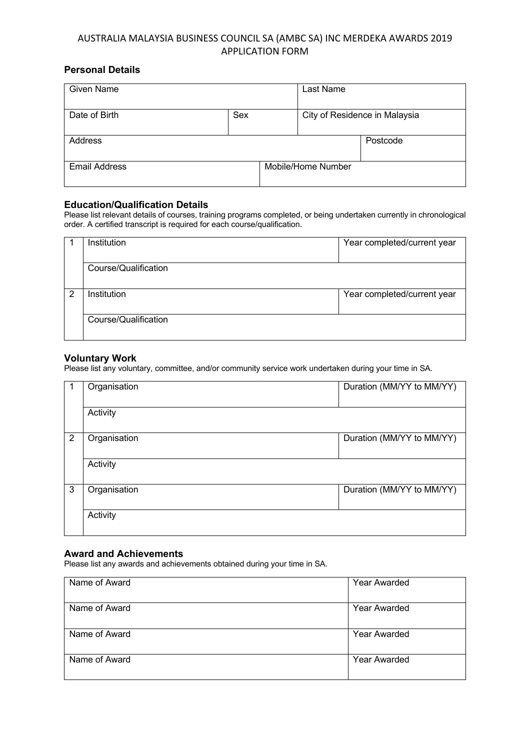# AUSTRALIA MALAYSIA BUSINESS COUNCIL SA (AMBC SA) INC MERDEKA AWARDS 2019 APPLICATION FORM

### Personal Details

| Given Name | | Last Name | |
|---|---|---|---|
| Date of Birth | Sex | City of Residence in Malaysia | |
| Address | | | Postcode |
| Email Address | Mobile/Home Number | | |

### Education/Qualification Details

Please list relevant details of courses, training programs completed, or being undertaken currently in chronological order. A certified transcript is required for each course/qualification.

| | | |
|---|---|---|
| 1 | Institution | Year completed/current year |
| | Course/Qualification | |
| 2 | Institution | Year completed/current year |
| | Course/Qualification | |

### Voluntary Work

Please list any voluntary, committee, and/or community service work undertaken during your time in SA.

| | | |
|---|---|---|
| 1 | Organisation | Duration (MM/YY to MM/YY) |
| | Activity | |
| 2 | Organisation | Duration (MM/YY to MM/YY) |
| | Activity | |
| 3 | Organisation | Duration (MM/YY to MM/YY) |
| | Activity | |

### Award and Achievements

Please list any awards and achievements obtained during your time in SA.

| Name of Award | Year Awarded |
|---|---|
| Name of Award | Year Awarded |
| Name of Award | Year Awarded |
| Name of Award | Year Awarded |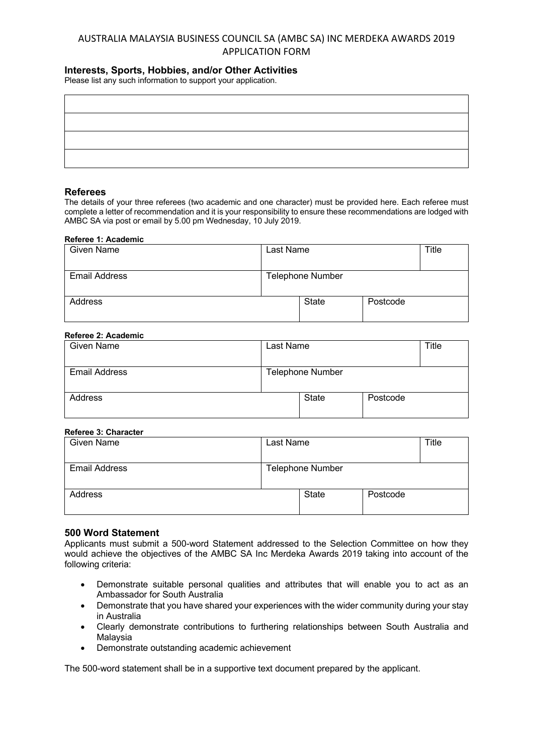## Interests, Sports, Hobbies, and/or Other Activities

Please list any such information to support your application.

| |
|---|
| |
| |
| |
| |

## Referees

The details of your three referees (two academic and one character) must be provided here. Each referee must complete a letter of recommendation and it is your responsibility to ensure these recommendations are lodged with AMBC SA via post or email by 5.00 pm Wednesday, 10 July 2019.

**Referee 1: Academic**

| Given Name | Last Name | | Title |
|---|---|---|---|
| Email Address | Telephone Number | | |
| Address | State | Postcode | |

**Referee 2: Academic**

| Given Name | Last Name | | Title |
|---|---|---|---|
| Email Address | Telephone Number | | |
| Address | State | Postcode | |

**Referee 3: Character**

| Given Name | Last Name | | Title |
|---|---|---|---|
| Email Address | Telephone Number | | |
| Address | State | Postcode | |

## 500 Word Statement

Applicants must submit a 500-word Statement addressed to the Selection Committee on how they would achieve the objectives of the AMBC SA Inc Merdeka Awards 2019 taking into account of the following criteria:

- Demonstrate suitable personal qualities and attributes that will enable you to act as an Ambassador for South Australia
- Demonstrate that you have shared your experiences with the wider community during your stay in Australia
- Clearly demonstrate contributions to furthering relationships between South Australia and Malaysia
- Demonstrate outstanding academic achievement

The 500-word statement shall be in a supportive text document prepared by the applicant.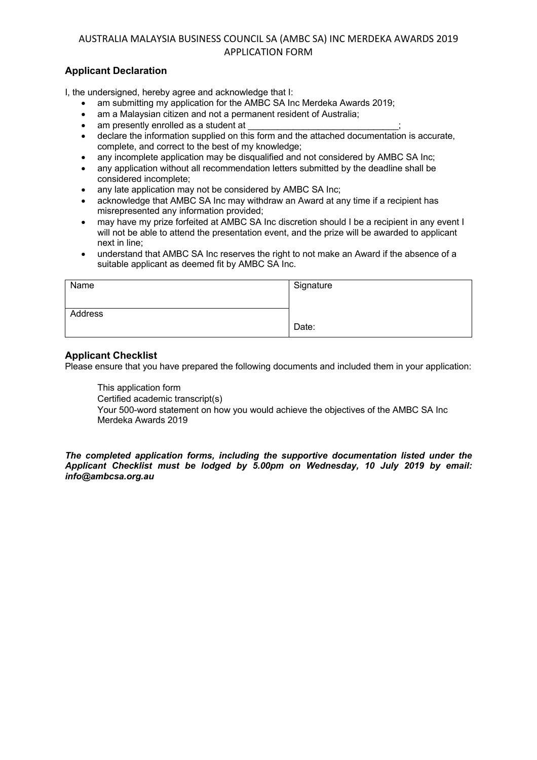AUSTRALIA MALAYSIA BUSINESS COUNCIL SA (AMBC SA) INC MERDEKA AWARDS 2019
APPLICATION FORM

## Applicant Declaration

I, the undersigned, hereby agree and acknowledge that I:

- am submitting my application for the AMBC SA Inc Merdeka Awards 2019;
- am a Malaysian citizen and not a permanent resident of Australia;
- am presently enrolled as a student at ______________________________;
- declare the information supplied on this form and the attached documentation is accurate, complete, and correct to the best of my knowledge;
- any incomplete application may be disqualified and not considered by AMBC SA Inc;
- any application without all recommendation letters submitted by the deadline shall be considered incomplete;
- any late application may not be considered by AMBC SA Inc;
- acknowledge that AMBC SA Inc may withdraw an Award at any time if a recipient has misrepresented any information provided;
- may have my prize forfeited at AMBC SA Inc discretion should I be a recipient in any event I will not be able to attend the presentation event, and the prize will be awarded to applicant next in line;
- understand that AMBC SA Inc reserves the right to not make an Award if the absence of a suitable applicant as deemed fit by AMBC SA Inc.

| | |
|---|---|
| Name | Signature |
| Address | Date: |

## Applicant Checklist

Please ensure that you have prepared the following documents and included them in your application:

- This application form
- Certified academic transcript(s)
- Your 500-word statement on how you would achieve the objectives of the AMBC SA Inc Merdeka Awards 2019

***The completed application forms, including the supportive documentation listed under the Applicant Checklist must be lodged by 5.00pm on Wednesday, 10 July 2019 by email: info@ambcsa.org.au***